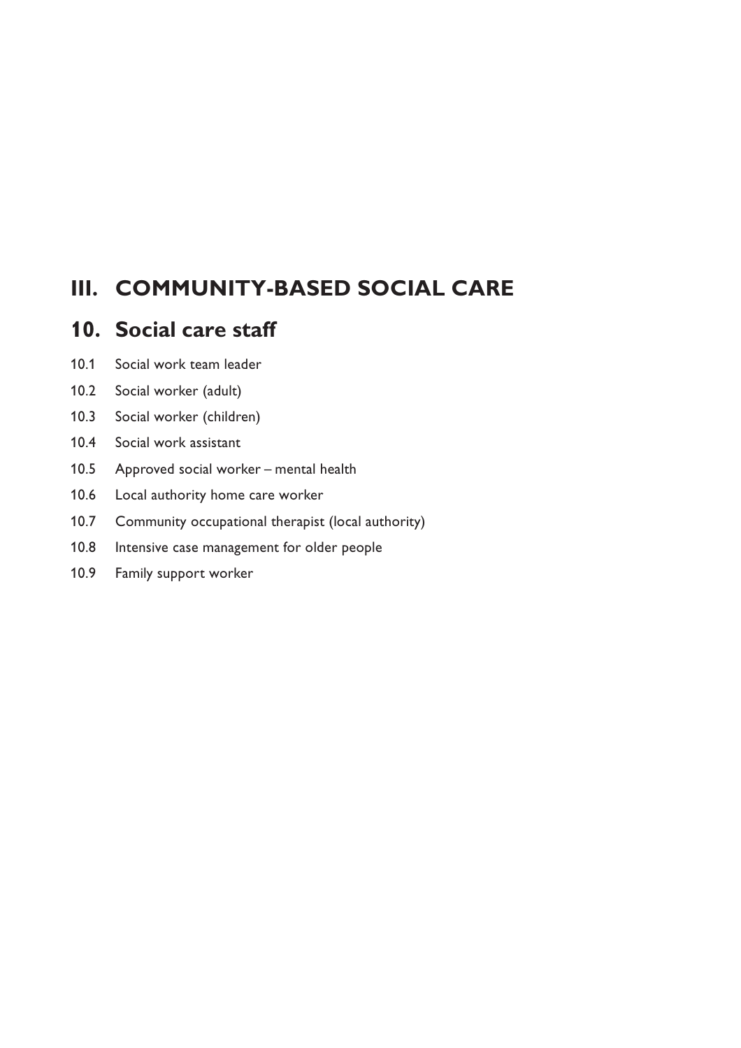# III. COMMUNITY-BASED SOCIAL CARE

## 10. Social care staff

10.1 Social work team leader

10.2 Social worker (adult)

10.3 Social worker (children)

10.4 Social work assistant

10.5 Approved social worker – mental health

10.6 Local authority home care worker

10.7 Community occupational therapist (local authority)

10.8 Intensive case management for older people

10.9 Family support worker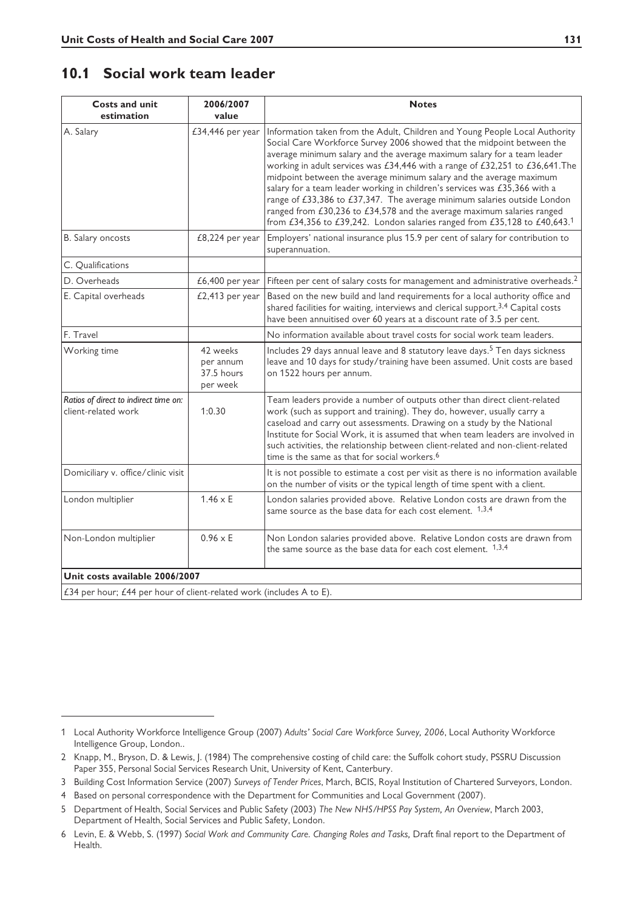## 10.1 Social work team leader

| Costs and unit estimation | 2006/2007 value | Notes |
|---|---|---|
| A. Salary | £34,446 per year | Information taken from the Adult, Children and Young People Local Authority Social Care Workforce Survey 2006 showed that the midpoint between the average minimum salary and the average maximum salary for a team leader working in adult services was £34,446 with a range of £32,251 to £36,641. The midpoint between the average minimum salary and the average maximum salary for a team leader working in children's services was £35,366 with a range of £33,386 to £37,347. The average minimum salaries outside London ranged from £30,236 to £34,578 and the average maximum salaries ranged from £34,356 to £39,242. London salaries ranged from £35,128 to £40,643.[1] |
| B. Salary oncosts | £8,224 per year | Employers' national insurance plus 15.9 per cent of salary for contribution to superannuation. |
| C. Qualifications | | |
| D. Overheads | £6,400 per year | Fifteen per cent of salary costs for management and administrative overheads.[2] |
| E. Capital overheads | £2,413 per year | Based on the new build and land requirements for a local authority office and shared facilities for waiting, interviews and clerical support.[3,4] Capital costs have been annuitised over 60 years at a discount rate of 3.5 per cent. |
| F. Travel | | No information available about travel costs for social work team leaders. |
| Working time | 42 weeks per annum 37.5 hours per week | Includes 29 days annual leave and 8 statutory leave days.[5] Ten days sickness leave and 10 days for study/training have been assumed. Unit costs are based on 1522 hours per annum. |
| *Ratios of direct to indirect time on:* client-related work | 1:0.30 | Team leaders provide a number of outputs other than direct client-related work (such as support and training). They do, however, usually carry a caseload and carry out assessments. Drawing on a study by the National Institute for Social Work, it is assumed that when team leaders are involved in such activities, the relationship between client-related and non-client-related time is the same as that for social workers.[6] |
| Domiciliary v. office/clinic visit | | It is not possible to estimate a cost per visit as there is no information available on the number of visits or the typical length of time spent with a client. |
| London multiplier | 1.46 x E | London salaries provided above. Relative London costs are drawn from the same source as the base data for each cost element. [1,3,4] |
| Non-London multiplier | 0.96 x E | Non London salaries provided above. Relative London costs are drawn from the same source as the base data for each cost element. [1,3,4] |
| **Unit costs available 2006/2007** | | |
| £34 per hour; £44 per hour of client-related work (includes A to E). | | |

1 Local Authority Workforce Intelligence Group (2007) *Adults' Social Care Workforce Survey, 2006*, Local Authority Workforce Intelligence Group, London..

2 Knapp, M., Bryson, D. & Lewis, J. (1984) The comprehensive costing of child care: the Suffolk cohort study, PSSRU Discussion Paper 355, Personal Social Services Research Unit, University of Kent, Canterbury.

3 Building Cost Information Service (2007) *Surveys of Tender Prices*, March, BCIS, Royal Institution of Chartered Surveyors, London.

4 Based on personal correspondence with the Department for Communities and Local Government (2007).

5 Department of Health, Social Services and Public Safety (2003) *The New NHS/HPSS Pay System, An Overview*, March 2003, Department of Health, Social Services and Public Safety, London.

6 Levin, E. & Webb, S. (1997) *Social Work and Community Care. Changing Roles and Tasks,* Draft final report to the Department of Health.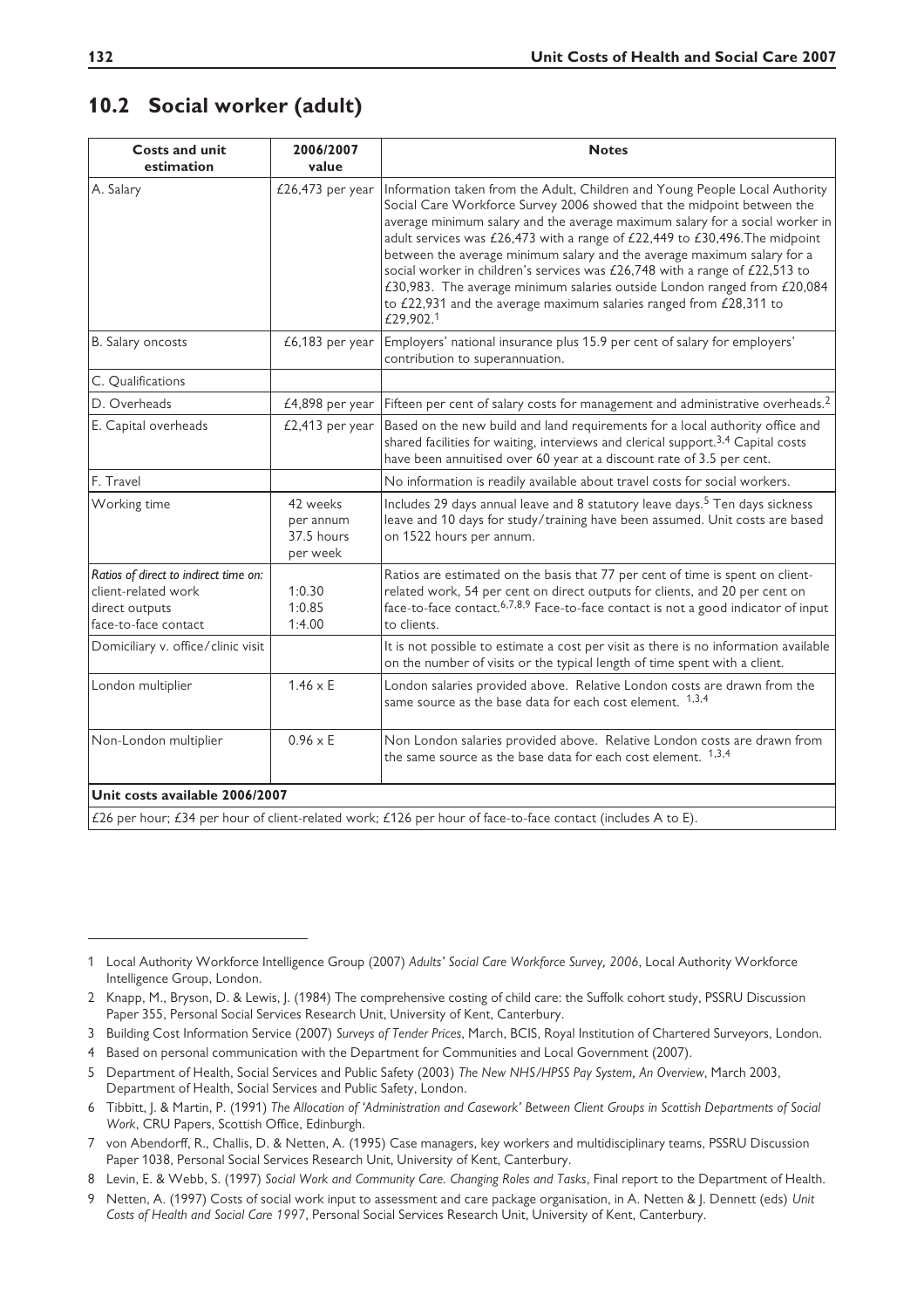## 10.2 Social worker (adult)

| Costs and unit estimation | 2006/2007 value | Notes |
|---|---|---|
| A. Salary | £26,473 per year | Information taken from the Adult, Children and Young People Local Authority Social Care Workforce Survey 2006 showed that the midpoint between the average minimum salary and the average maximum salary for a social worker in adult services was £26,473 with a range of £22,449 to £30,496.The midpoint between the average minimum salary and the average maximum salary for a social worker in children's services was £26,748 with a range of £22,513 to £30,983. The average minimum salaries outside London ranged from £20,084 to £22,931 and the average maximum salaries ranged from £28,311 to £29,902.[1] |
| B. Salary oncosts | £6,183 per year | Employers' national insurance plus 15.9 per cent of salary for employers' contribution to superannuation. |
| C. Qualifications | | |
| D. Overheads | £4,898 per year | Fifteen per cent of salary costs for management and administrative overheads.[2] |
| E. Capital overheads | £2,413 per year | Based on the new build and land requirements for a local authority office and shared facilities for waiting, interviews and clerical support.[3,4] Capital costs have been annuitised over 60 year at a discount rate of 3.5 per cent. |
| F. Travel | | No information is readily available about travel costs for social workers. |
| Working time | 42 weeks per annum 37.5 hours per week | Includes 29 days annual leave and 8 statutory leave days.[5] Ten days sickness leave and 10 days for study/training have been assumed. Unit costs are based on 1522 hours per annum. |
| *Ratios of direct to indirect time on:* client-related work direct outputs face-to-face contact | 1:0.30 1:0.85 1:4.00 | Ratios are estimated on the basis that 77 per cent of time is spent on client-related work, 54 per cent on direct outputs for clients, and 20 per cent on face-to-face contact.[6,7,8,9] Face-to-face contact is not a good indicator of input to clients. |
| Domiciliary v. office/clinic visit | | It is not possible to estimate a cost per visit as there is no information available on the number of visits or the typical length of time spent with a client. |
| London multiplier | 1.46 x E | London salaries provided above. Relative London costs are drawn from the same source as the base data for each cost element. [1,3,4] |
| Non-London multiplier | 0.96 x E | Non London salaries provided above. Relative London costs are drawn from the same source as the base data for each cost element. [1,3,4] |
| **Unit costs available 2006/2007** | | |
| £26 per hour; £34 per hour of client-related work; £126 per hour of face-to-face contact (includes A to E). | | |

1 Local Authority Workforce Intelligence Group (2007) *Adults' Social Care Workforce Survey, 2006*, Local Authority Workforce Intelligence Group, London.

2 Knapp, M., Bryson, D. & Lewis, J. (1984) The comprehensive costing of child care: the Suffolk cohort study, PSSRU Discussion Paper 355, Personal Social Services Research Unit, University of Kent, Canterbury.

3 Building Cost Information Service (2007) *Surveys of Tender Prices*, March, BCIS, Royal Institution of Chartered Surveyors, London.

4 Based on personal communication with the Department for Communities and Local Government (2007).

5 Department of Health, Social Services and Public Safety (2003) *The New NHS/HPSS Pay System, An Overview*, March 2003, Department of Health, Social Services and Public Safety, London.

6 Tibbitt, J. & Martin, P. (1991) *The Allocation of 'Administration and Casework' Between Client Groups in Scottish Departments of Social Work*, CRU Papers, Scottish Office, Edinburgh.

7 von Abendorff, R., Challis, D. & Netten, A. (1995) Case managers, key workers and multidisciplinary teams, PSSRU Discussion Paper 1038, Personal Social Services Research Unit, University of Kent, Canterbury.

8 Levin, E. & Webb, S. (1997) *Social Work and Community Care. Changing Roles and Tasks*, Final report to the Department of Health.

9 Netten, A. (1997) Costs of social work input to assessment and care package organisation, in A. Netten & J. Dennett (eds) *Unit Costs of Health and Social Care 1997*, Personal Social Services Research Unit, University of Kent, Canterbury.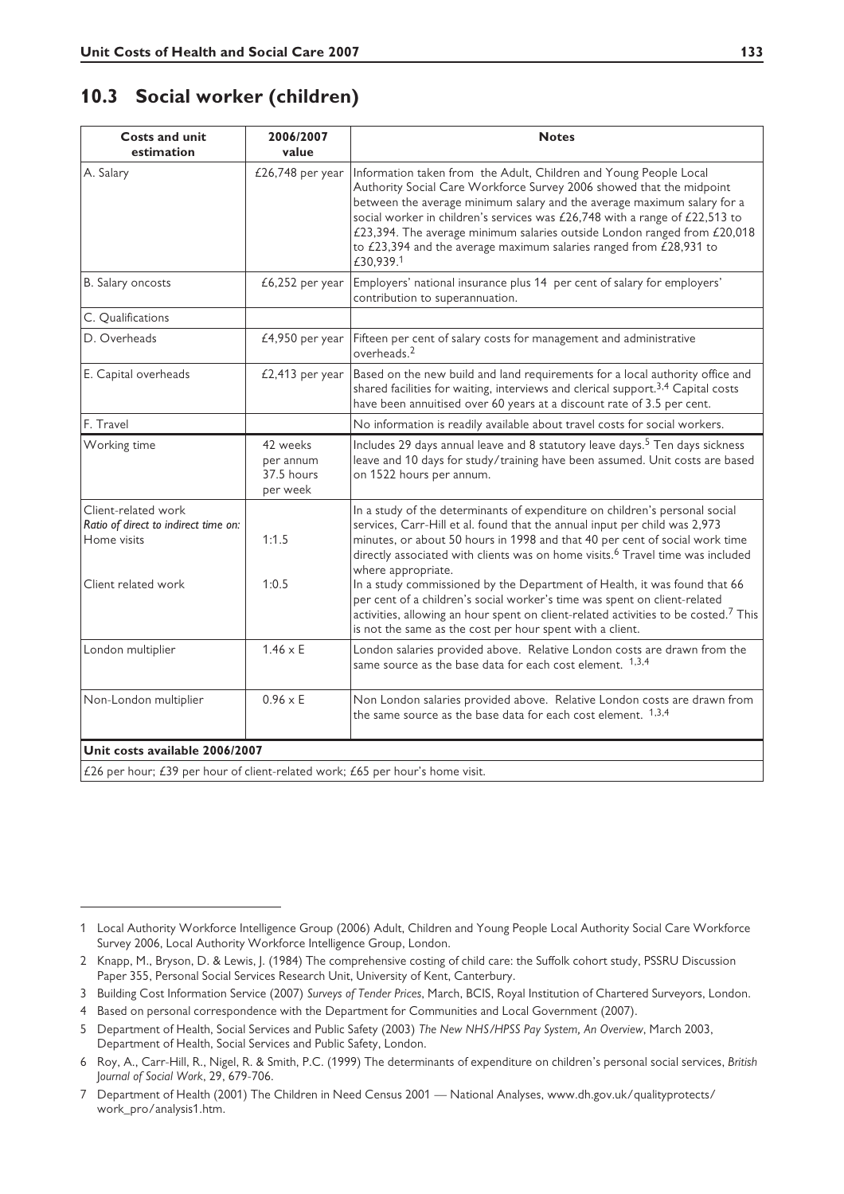## 10.3 Social worker (children)

| Costs and unit estimation | 2006/2007 value | Notes |
| --- | --- | --- |
| A. Salary | £26,748 per year | Information taken from the Adult, Children and Young People Local Authority Social Care Workforce Survey 2006 showed that the midpoint between the average minimum salary and the average maximum salary for a social worker in children's services was £26,748 with a range of £22,513 to £23,394. The average minimum salaries outside London ranged from £20,018 to £23,394 and the average maximum salaries ranged from £28,931 to £30,939.[1] |
| B. Salary oncosts | £6,252 per year | Employers' national insurance plus 14 per cent of salary for employers' contribution to superannuation. |
| C. Qualifications | | |
| D. Overheads | £4,950 per year | Fifteen per cent of salary costs for management and administrative overheads.[2] |
| E. Capital overheads | £2,413 per year | Based on the new build and land requirements for a local authority office and shared facilities for waiting, interviews and clerical support.[3,4] Capital costs have been annuitised over 60 years at a discount rate of 3.5 per cent. |
| F. Travel | | No information is readily available about travel costs for social workers. |
| Working time | 42 weeks per annum 37.5 hours per week | Includes 29 days annual leave and 8 statutory leave days.[5] Ten days sickness leave and 10 days for study/training have been assumed. Unit costs are based on 1522 hours per annum. |
| Client-related work<br>*Ratio of direct to indirect time on:*<br>Home visits | 1:1.5 | In a study of the determinants of expenditure on children's personal social services, Carr-Hill et al. found that the annual input per child was 2,973 minutes, or about 50 hours in 1998 and that 40 per cent of social work time directly associated with clients was on home visits.[6] Travel time was included where appropriate. |
| Client related work | 1:0.5 | In a study commissioned by the Department of Health, it was found that 66 per cent of a children's social worker's time was spent on client-related activities, allowing an hour spent on client-related activities to be costed.[7] This is not the same as the cost per hour spent with a client. |
| London multiplier | 1.46 x E | London salaries provided above. Relative London costs are drawn from the same source as the base data for each cost element. [1,3,4] |
| Non-London multiplier | 0.96 x E | Non London salaries provided above. Relative London costs are drawn from the same source as the base data for each cost element. [1,3,4] |

**Unit costs available 2006/2007**

£26 per hour; £39 per hour of client-related work; £65 per hour's home visit.

---

1 Local Authority Workforce Intelligence Group (2006) Adult, Children and Young People Local Authority Social Care Workforce Survey 2006, Local Authority Workforce Intelligence Group, London.

2 Knapp, M., Bryson, D. & Lewis, J. (1984) The comprehensive costing of child care: the Suffolk cohort study, PSSRU Discussion Paper 355, Personal Social Services Research Unit, University of Kent, Canterbury.

3 Building Cost Information Service (2007) *Surveys of Tender Prices*, March, BCIS, Royal Institution of Chartered Surveyors, London.

4 Based on personal correspondence with the Department for Communities and Local Government (2007).

5 Department of Health, Social Services and Public Safety (2003) *The New NHS/HPSS Pay System, An Overview*, March 2003, Department of Health, Social Services and Public Safety, London.

6 Roy, A., Carr-Hill, R., Nigel, R. & Smith, P.C. (1999) The determinants of expenditure on children's personal social services, *British Journal of Social Work*, 29, 679-706.

7 Department of Health (2001) The Children in Need Census 2001 — National Analyses, www.dh.gov.uk/qualityprotects/work_pro/analysis1.htm.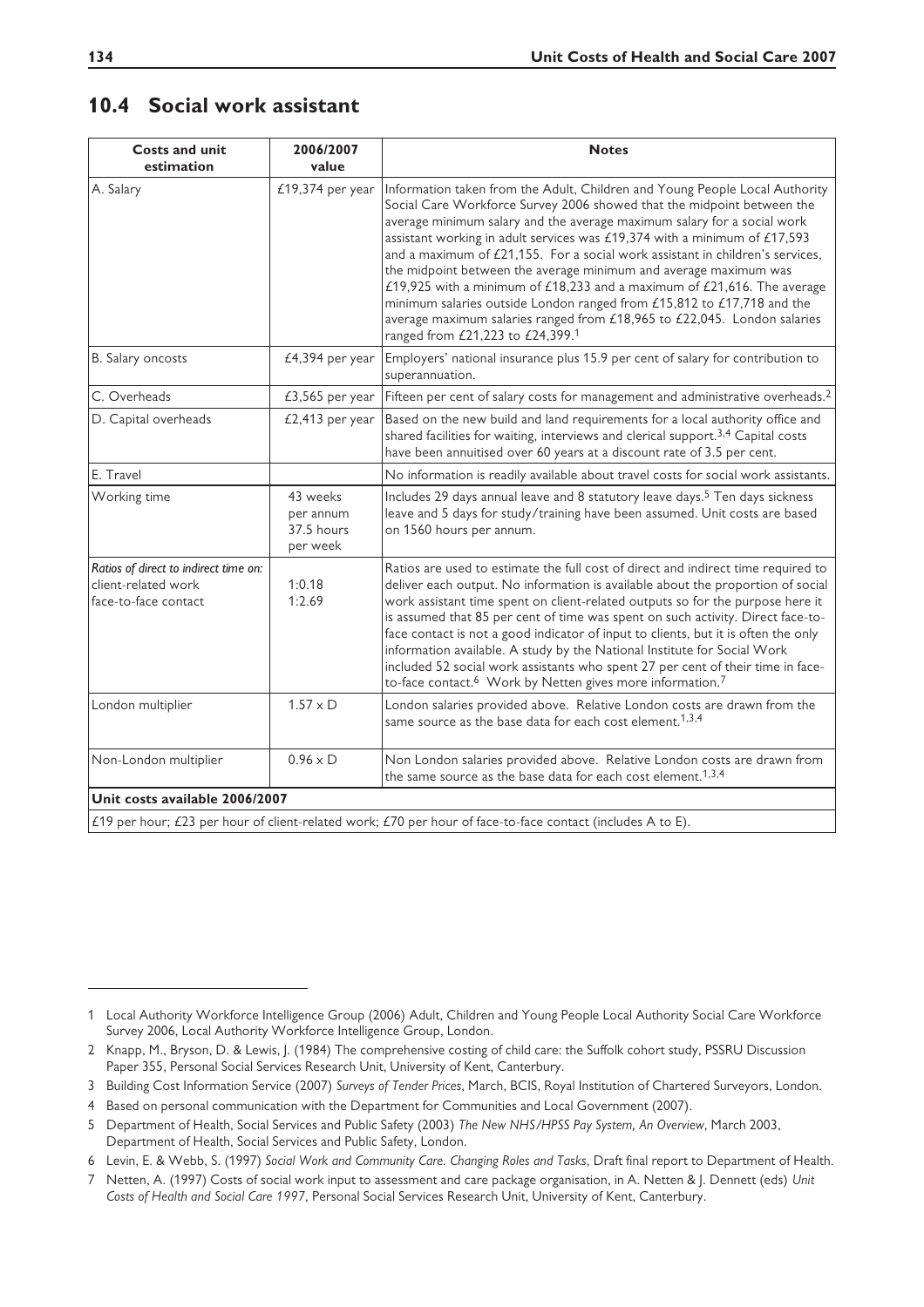## 10.4 Social work assistant

| Costs and unit estimation | 2006/2007 value | Notes |
|---|---|---|
| A. Salary | £19,374 per year | Information taken from the Adult, Children and Young People Local Authority Social Care Workforce Survey 2006 showed that the midpoint between the average minimum salary and the average maximum salary for a social work assistant working in adult services was £19,374 with a minimum of £17,593 and a maximum of £21,155. For a social work assistant in children's services, the midpoint between the average minimum and average maximum was £19,925 with a minimum of £18,233 and a maximum of £21,616. The average minimum salaries outside London ranged from £15,812 to £17,718 and the average maximum salaries ranged from £18,965 to £22,045. London salaries ranged from £21,223 to £24,399.[1] |
| B. Salary oncosts | £4,394 per year | Employers' national insurance plus 15.9 per cent of salary for contribution to superannuation. |
| C. Overheads | £3,565 per year | Fifteen per cent of salary costs for management and administrative overheads.[2] |
| D. Capital overheads | £2,413 per year | Based on the new build and land requirements for a local authority office and shared facilities for waiting, interviews and clerical support.[3,4] Capital costs have been annuitised over 60 years at a discount rate of 3.5 per cent. |
| E. Travel | | No information is readily available about travel costs for social work assistants. |
| Working time | 43 weeks per annum 37.5 hours per week | Includes 29 days annual leave and 8 statutory leave days.[5] Ten days sickness leave and 5 days for study/training have been assumed. Unit costs are based on 1560 hours per annum. |
| *Ratios of direct to indirect time on:* client-related work face-to-face contact | 1:0.18 1:2.69 | Ratios are used to estimate the full cost of direct and indirect time required to deliver each output. No information is available about the proportion of social work assistant time spent on client-related outputs so for the purpose here it is assumed that 85 per cent of time was spent on such activity. Direct face-to-face contact is not a good indicator of input to clients, but it is often the only information available. A study by the National Institute for Social Work included 52 social work assistants who spent 27 per cent of their time in face-to-face contact.[6] Work by Netten gives more information.[7] |
| London multiplier | 1.57 x D | London salaries provided above. Relative London costs are drawn from the same source as the base data for each cost element.[1,3,4] |
| Non-London multiplier | 0.96 x D | Non London salaries provided above. Relative London costs are drawn from the same source as the base data for each cost element.[1,3,4] |
| **Unit costs available 2006/2007** | | |
| £19 per hour; £23 per hour of client-related work; £70 per hour of face-to-face contact (includes A to E). | | |

1 Local Authority Workforce Intelligence Group (2006) Adult, Children and Young People Local Authority Social Care Workforce Survey 2006, Local Authority Workforce Intelligence Group, London.

2 Knapp, M., Bryson, D. & Lewis, J. (1984) The comprehensive costing of child care: the Suffolk cohort study, PSSRU Discussion Paper 355, Personal Social Services Research Unit, University of Kent, Canterbury.

3 Building Cost Information Service (2007) *Surveys of Tender Prices*, March, BCIS, Royal Institution of Chartered Surveyors, London.

4 Based on personal communication with the Department for Communities and Local Government (2007).

5 Department of Health, Social Services and Public Safety (2003) *The New NHS/HPSS Pay System, An Overview*, March 2003, Department of Health, Social Services and Public Safety, London.

6 Levin, E. & Webb, S. (1997) *Social Work and Community Care. Changing Roles and Tasks*, Draft final report to Department of Health.

7 Netten, A. (1997) Costs of social work input to assessment and care package organisation, in A. Netten & J. Dennett (eds) *Unit Costs of Health and Social Care 1997*, Personal Social Services Research Unit, University of Kent, Canterbury.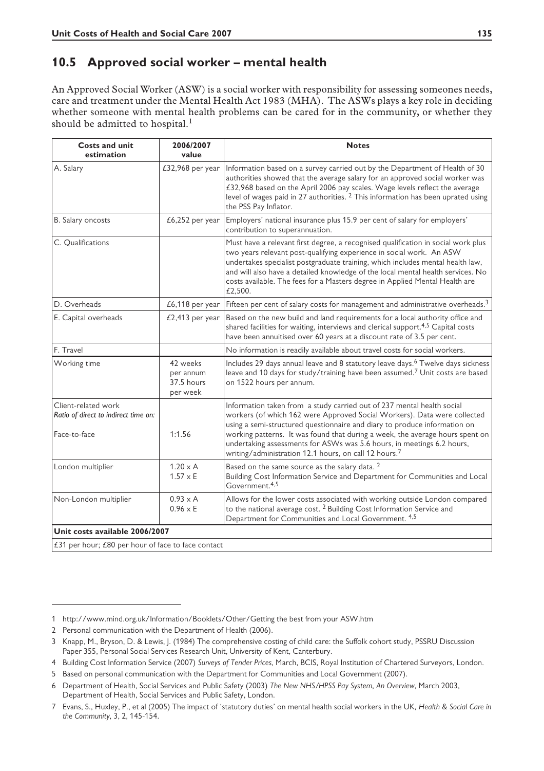## 10.5 Approved social worker – mental health

An Approved Social Worker (ASW) is a social worker with responsibility for assessing someones needs, care and treatment under the Mental Health Act 1983 (MHA). The ASWs plays a key role in deciding whether someone with mental health problems can be cared for in the community, or whether they should be admitted to hospital.[1]

| Costs and unit estimation | 2006/2007 value | Notes |
|---|---|---|
| A. Salary | £32,968 per year | Information based on a survey carried out by the Department of Health of 30 authorities showed that the average salary for an approved social worker was £32,968 based on the April 2006 pay scales. Wage levels reflect the average level of wages paid in 27 authorities. [2] This information has been uprated using the PSS Pay Inflator. |
| B. Salary oncosts | £6,252 per year | Employers' national insurance plus 15.9 per cent of salary for employers' contribution to superannuation. |
| C. Qualifications | | Must have a relevant first degree, a recognised qualification in social work plus two years relevant post-qualifying experience in social work. An ASW undertakes specialist postgraduate training, which includes mental health law, and will also have a detailed knowledge of the local mental health services. No costs available. The fees for a Masters degree in Applied Mental Health are £2,500. |
| D. Overheads | £6,118 per year | Fifteen per cent of salary costs for management and administrative overheads.[3] |
| E. Capital overheads | £2,413 per year | Based on the new build and land requirements for a local authority office and shared facilities for waiting, interviews and clerical support.[4,5] Capital costs have been annuitised over 60 years at a discount rate of 3.5 per cent. |
| F. Travel | | No information is readily available about travel costs for social workers. |
| Working time | 42 weeks per annum 37.5 hours per week | Includes 29 days annual leave and 8 statutory leave days.[6] Twelve days sickness leave and 10 days for study/training have been assumed.[7] Unit costs are based on 1522 hours per annum. |
| Client-related work *Ratio of direct to indirect time on:* Face-to-face | 1:1.56 | Information taken from a study carried out of 237 mental health social workers (of which 162 were Approved Social Workers). Data were collected using a semi-structured questionnaire and diary to produce information on working patterns. It was found that during a week, the average hours spent on undertaking assessments for ASWs was 5.6 hours, in meetings 6.2 hours, writing/administration 12.1 hours, on call 12 hours.[7] |
| London multiplier | 1.20 x A 1.57 x E | Based on the same source as the salary data. [2] Building Cost Information Service and Department for Communities and Local Government.[4,5] |
| Non-London multiplier | 0.93 x A 0.96 x E | Allows for the lower costs associated with working outside London compared to the national average cost. [2] Building Cost Information Service and Department for Communities and Local Government. [4,5] |
| **Unit costs available 2006/2007** | | |
| £31 per hour; £80 per hour of face to face contact | | |

1 http://www.mind.org.uk/Information/Booklets/Other/Getting the best from your ASW.htm

2 Personal communication with the Department of Health (2006).

3 Knapp, M., Bryson, D. & Lewis, J. (1984) The comprehensive costing of child care: the Suffolk cohort study, PSSRU Discussion Paper 355, Personal Social Services Research Unit, University of Kent, Canterbury.

4 Building Cost Information Service (2007) *Surveys of Tender Prices*, March, BCIS, Royal Institution of Chartered Surveyors, London.

5 Based on personal communication with the Department for Communities and Local Government (2007).

6 Department of Health, Social Services and Public Safety (2003) *The New NHS/HPSS Pay System, An Overview*, March 2003, Department of Health, Social Services and Public Safety, London.

7 Evans, S., Huxley, P., et al (2005) The impact of 'statutory duties' on mental health social workers in the UK, *Health & Social Care in the Community*, 3, 2, 145-154.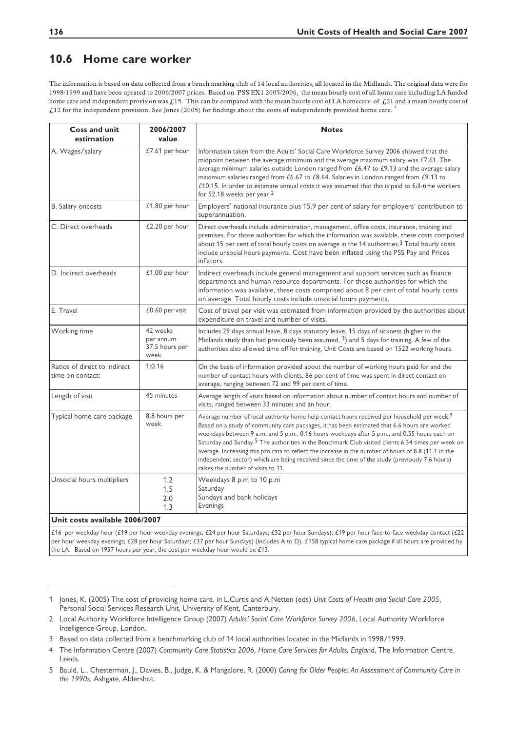## 10.6 Home care worker

The information is based on data collected from a bench marking club of 14 local authorities, all located in the Midlands. The original data were for 1998/1999 and have been uprated to 2006/2007 prices. Based on PSS EX1 2005/2006, the mean hourly cost of all home care including LA funded home care and independent provision was £15. This can be compared with the mean hourly cost of LA homecare of £21 and a mean hourly cost of £12 for the independent provision. See Jones (2005) for findings about the costs of independently provided home care. [1]

| Coss and unit estimation | 2006/2007 value | Notes |
|---|---|---|
| A. Wages/salary | £7.61 per hour | Information taken from the Adults' Social Care Workforce Survey 2006 showed that the midpoint between the average minimum and the average maximum salary was £7.61. The average minimum salaries outside London ranged from £6.47 to £9.13 and the average salary maximum salaries ranged from £6.67 to £8.64. Salaries in London ranged from £9.13 to £10.15. In order to estimate annual costs it was assumed that this is paid to full-time workers for 52.18 weeks per year.[2] |
| B. Salary oncosts | £1.80 per hour | Employers' national insurance plus 15.9 per cent of salary for employers' contribution to superannuation. |
| C. Direct overheads | £2.20 per hour | Direct overheads include administration, management, office costs, insurance, training and premises. For those authorities for which the information was available, these costs comprised about 15 per cent of total hourly costs on average in the 14 authorities.[3] Total hourly costs include unsocial hours payments. Cost have been inflated using the PSS Pay and Prices inflators. |
| D. Indirect overheads | £1.00 per hour | Indirect overheads include general management and support services such as finance departments and human resource departments. For those authorities for which the information was available, these costs comprised about 8 per cent of total hourly costs on average. Total hourly costs include unsocial hours payments. |
| E. Travel | £0.60 per visit | Cost of travel per visit was estimated from information provided by the authorities about expenditure on travel and number of visits. |
| Working time | 42 weeks per annum 37.5 hours per week | Includes 29 days annual leave, 8 days statutory leave, 15 days of sickness (higher in the Midlands study than had previously been assumed, [3]) and 5 days for training. A few of the authorities also allowed time off for training. Unit Costs are based on 1522 working hours. |
| Ratios of direct to indirect time on contact: | 1:0.16 | On the basis of information provided about the number of working hours paid for and the number of contact hours with clients, 86 per cent of time was spent in direct contact on average, ranging between 72 and 99 per cent of time. |
| Length of visit | 45 minutes | Average length of visits based on information about number of contact hours and number of visits, ranged between 33 minutes and an hour. |
| Typical home care package | 8.8 hours per week | Average number of local authority home help contact hours received per household per week.[4] Based on a study of community care packages, it has been estimated that 6.6 hours are worked weekdays between 9 a.m. and 5 p.m., 0.16 hours weekdays after 5 p.m., and 0.55 hours each on Saturday and Sunday.[5] The authorities in the Benchmark Club visited clients 6.34 times per week on average. Increasing this pro rata to reflect the increase in the number of hours of 8.8 (11.1 in the independent sector) which are being received since the time of the study (previously 7.6 hours) raises the number of visits to 11. |
| Unsocial hours multipliers | 1.2<br>1.5<br>2.0<br>1.3 | Weekdays 8 p.m to 10 p.m<br>Saturday<br>Sundays and bank holidays<br>Evenings |

**Unit costs available 2006/2007**

£16 per weekday hour (£19 per hour weekday evenings; £24 per hour Saturdays; £32 per hour Sundays); £19 per hour face-to-face weekday contact (£22 per hour weekday evenings; £28 per hour Saturdays; £37 per hour Sundays) (Includes A to D). £158 typical home care package if all hours are provided by the LA. Based on 1957 hours per year, the cost per weekday hour would be £13.

---

1 Jones, K. (2005) The cost of providing home care, in L.Curtis and A.Netten (eds) *Unit Costs of Health and Social Care 2005*, Personal Social Services Research Unit, University of Kent, Canterbury.

2 Local Authority Workforce Intelligence Group (2007) *Adults' Social Care Workforce Survey 2006*, Local Authority Workforce Intelligence Group, London.

3 Based on data collected from a benchmarking club of 14 local authorities located in the Midlands in 1998/1999.

4 The Information Centre (2007) *Community Care Statistics 2006, Home Care Services for Adults, England*, The Information Centre, Leeds.

5 Bauld, L., Chesterman, J., Davies, B., Judge, K. & Mangalore, R. (2000) *Caring for Older People: An Assessment of Community Care in the 1990s*, Ashgate, Aldershot.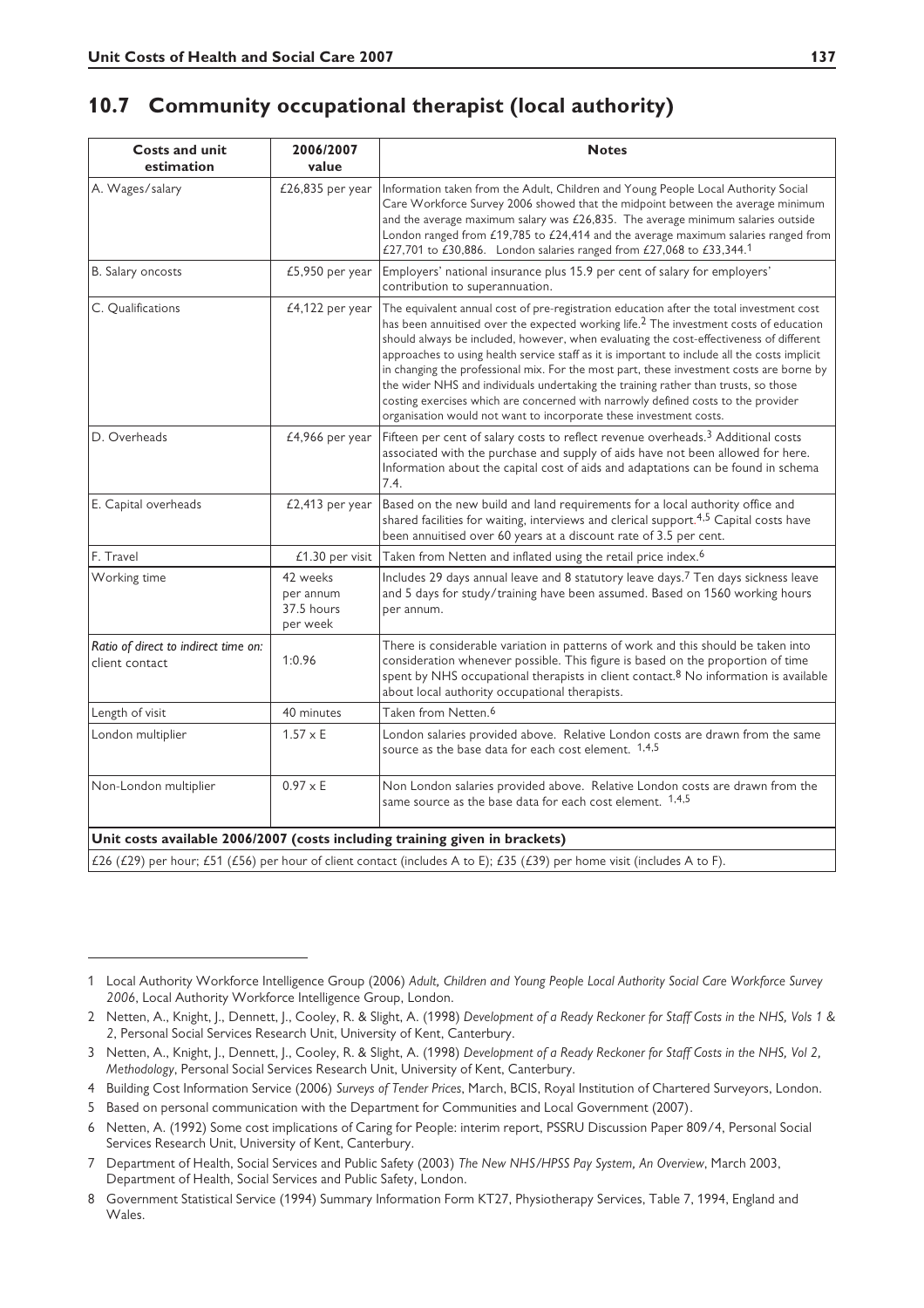## 10.7 Community occupational therapist (local authority)

| Costs and unit estimation | 2006/2007 value | Notes |
|---|---|---|
| A. Wages/salary | £26,835 per year | Information taken from the Adult, Children and Young People Local Authority Social Care Workforce Survey 2006 showed that the midpoint between the average minimum and the average maximum salary was £26,835. The average minimum salaries outside London ranged from £19,785 to £24,414 and the average maximum salaries ranged from £27,701 to £30,886. London salaries ranged from £27,068 to £33,344.[1] |
| B. Salary oncosts | £5,950 per year | Employers' national insurance plus 15.9 per cent of salary for employers' contribution to superannuation. |
| C. Qualifications | £4,122 per year | The equivalent annual cost of pre-registration education after the total investment cost has been annuitised over the expected working life.[2] The investment costs of education should always be included, however, when evaluating the cost-effectiveness of different approaches to using health service staff as it is important to include all the costs implicit in changing the professional mix. For the most part, these investment costs are borne by the wider NHS and individuals undertaking the training rather than trusts, so those costing exercises which are concerned with narrowly defined costs to the provider organisation would not want to incorporate these investment costs. |
| D. Overheads | £4,966 per year | Fifteen per cent of salary costs to reflect revenue overheads.[3] Additional costs associated with the purchase and supply of aids have not been allowed for here. Information about the capital cost of aids and adaptations can be found in schema 7.4. |
| E. Capital overheads | £2,413 per year | Based on the new build and land requirements for a local authority office and shared facilities for waiting, interviews and clerical support.[4,5] Capital costs have been annuitised over 60 years at a discount rate of 3.5 per cent. |
| F. Travel | £1.30 per visit | Taken from Netten and inflated using the retail price index.[6] |
| Working time | 42 weeks per annum 37.5 hours per week | Includes 29 days annual leave and 8 statutory leave days.[7] Ten days sickness leave and 5 days for study/training have been assumed. Based on 1560 working hours per annum. |
| *Ratio of direct to indirect time on:* client contact | 1:0.96 | There is considerable variation in patterns of work and this should be taken into consideration whenever possible. This figure is based on the proportion of time spent by NHS occupational therapists in client contact.[8] No information is available about local authority occupational therapists. |
| Length of visit | 40 minutes | Taken from Netten.[6] |
| London multiplier | 1.57 x E | London salaries provided above. Relative London costs are drawn from the same source as the base data for each cost element. [1,4,5] |
| Non-London multiplier | 0.97 x E | Non London salaries provided above. Relative London costs are drawn from the same source as the base data for each cost element. [1,4,5] |

**Unit costs available 2006/2007 (costs including training given in brackets)**

£26 (£29) per hour; £51 (£56) per hour of client contact (includes A to E); £35 (£39) per home visit (includes A to F).

---

1 Local Authority Workforce Intelligence Group (2006) *Adult, Children and Young People Local Authority Social Care Workforce Survey 2006*, Local Authority Workforce Intelligence Group, London.

2 Netten, A., Knight, J., Dennett, J., Cooley, R. & Slight, A. (1998) *Development of a Ready Reckoner for Staff Costs in the NHS, Vols 1 & 2*, Personal Social Services Research Unit, University of Kent, Canterbury.

3 Netten, A., Knight, J., Dennett, J., Cooley, R. & Slight, A. (1998) *Development of a Ready Reckoner for Staff Costs in the NHS, Vol 2, Methodology*, Personal Social Services Research Unit, University of Kent, Canterbury.

4 Building Cost Information Service (2006) *Surveys of Tender Prices*, March, BCIS, Royal Institution of Chartered Surveyors, London.

5 Based on personal communication with the Department for Communities and Local Government (2007).

6 Netten, A. (1992) Some cost implications of Caring for People: interim report, PSSRU Discussion Paper 809/4, Personal Social Services Research Unit, University of Kent, Canterbury.

7 Department of Health, Social Services and Public Safety (2003) *The New NHS/HPSS Pay System, An Overview*, March 2003, Department of Health, Social Services and Public Safety, London.

8 Government Statistical Service (1994) Summary Information Form KT27, Physiotherapy Services, Table 7, 1994, England and Wales.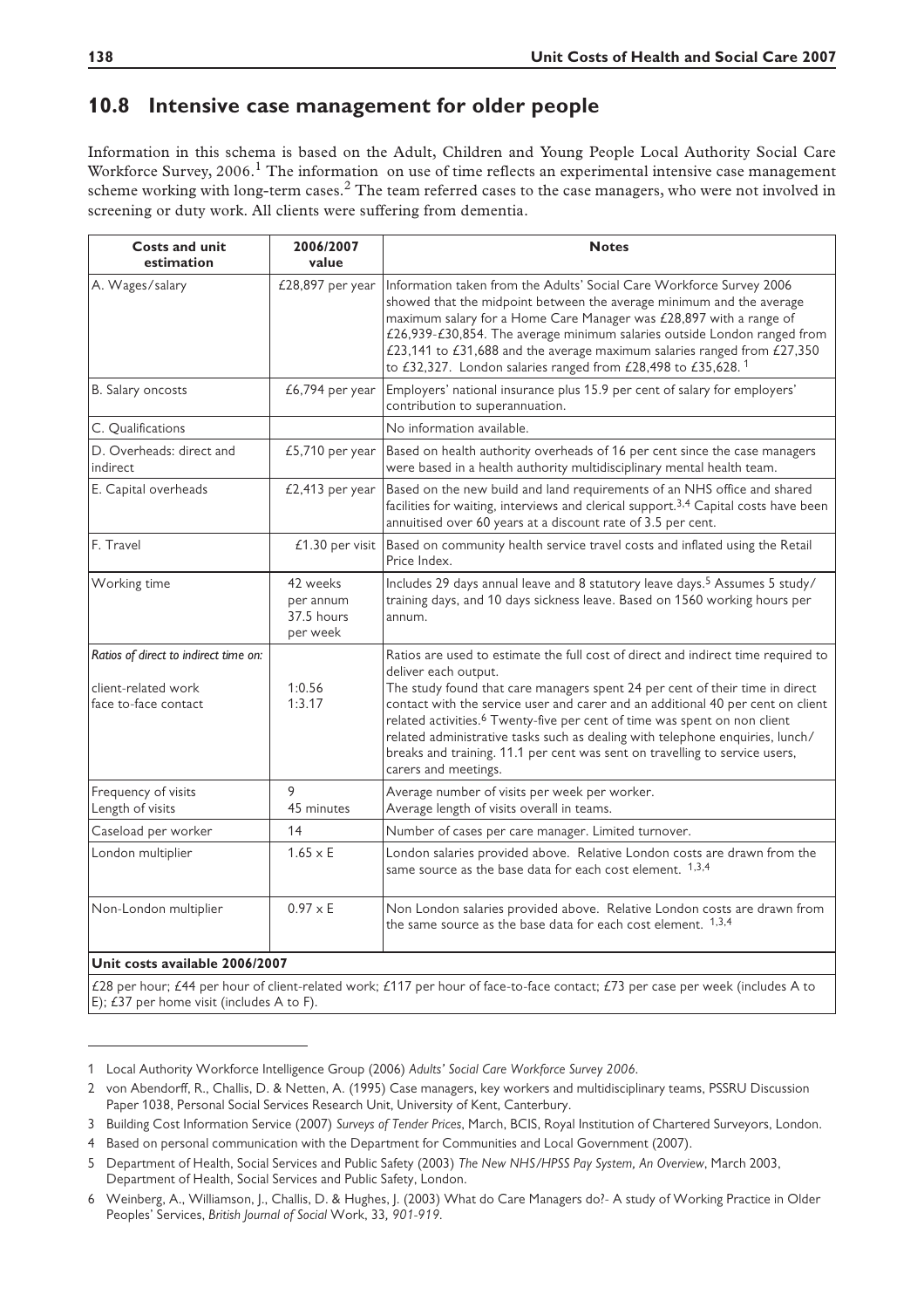## 10.8 Intensive case management for older people

Information in this schema is based on the Adult, Children and Young People Local Authority Social Care Workforce Survey, 2006.[1] The information on use of time reflects an experimental intensive case management scheme working with long-term cases.[2] The team referred cases to the case managers, who were not involved in screening or duty work. All clients were suffering from dementia.

| Costs and unit estimation | 2006/2007 value | Notes |
|---|---|---|
| A. Wages/salary | £28,897 per year | Information taken from the Adults' Social Care Workforce Survey 2006 showed that the midpoint between the average minimum and the average maximum salary for a Home Care Manager was £28,897 with a range of £26,939-£30,854. The average minimum salaries outside London ranged from £23,141 to £31,688 and the average maximum salaries ranged from £27,350 to £32,327. London salaries ranged from £28,498 to £35,628.[1] |
| B. Salary oncosts | £6,794 per year | Employers' national insurance plus 15.9 per cent of salary for employers' contribution to superannuation. |
| C. Qualifications | | No information available. |
| D. Overheads: direct and indirect | £5,710 per year | Based on health authority overheads of 16 per cent since the case managers were based in a health authority multidisciplinary mental health team. |
| E. Capital overheads | £2,413 per year | Based on the new build and land requirements of an NHS office and shared facilities for waiting, interviews and clerical support.[3,4] Capital costs have been annuitised over 60 years at a discount rate of 3.5 per cent. |
| F. Travel | £1.30 per visit | Based on community health service travel costs and inflated using the Retail Price Index. |
| Working time | 42 weeks per annum 37.5 hours per week | Includes 29 days annual leave and 8 statutory leave days.[5] Assumes 5 study/training days, and 10 days sickness leave. Based on 1560 working hours per annum. |
| *Ratios of direct to indirect time on:* client-related work face to-face contact | 1:0.56 1:3.17 | Ratios are used to estimate the full cost of direct and indirect time required to deliver each output. The study found that care managers spent 24 per cent of their time in direct contact with the service user and carer and an additional 40 per cent on client related activities.[6] Twenty-five per cent of time was spent on non client related administrative tasks such as dealing with telephone enquiries, lunch/breaks and training. 11.1 per cent was sent on travelling to service users, carers and meetings. |
| Frequency of visits Length of visits | 9 45 minutes | Average number of visits per week per worker. Average length of visits overall in teams. |
| Caseload per worker | 14 | Number of cases per care manager. Limited turnover. |
| London multiplier | 1.65 x E | London salaries provided above. Relative London costs are drawn from the same source as the base data for each cost element. [1,3,4] |
| Non-London multiplier | 0.97 x E | Non London salaries provided above. Relative London costs are drawn from the same source as the base data for each cost element. [1,3,4] |
| **Unit costs available 2006/2007** | | |
| £28 per hour; £44 per hour of client-related work; £117 per hour of face-to-face contact; £73 per case per week (includes A to E); £37 per home visit (includes A to F). | | |

1 Local Authority Workforce Intelligence Group (2006) *Adults' Social Care Workforce Survey 2006*.

2 von Abendorff, R., Challis, D. & Netten, A. (1995) Case managers, key workers and multidisciplinary teams, PSSRU Discussion Paper 1038, Personal Social Services Research Unit, University of Kent, Canterbury.

3 Building Cost Information Service (2007) *Surveys of Tender Prices*, March, BCIS, Royal Institution of Chartered Surveyors, London.

4 Based on personal communication with the Department for Communities and Local Government (2007).

5 Department of Health, Social Services and Public Safety (2003) *The New NHS/HPSS Pay System, An Overview*, March 2003, Department of Health, Social Services and Public Safety, London.

6 Weinberg, A., Williamson, J., Challis, D. & Hughes, J. (2003) What do Care Managers do?- A study of Working Practice in Older Peoples' Services, *British Journal of Social* Work, 33, *901-919*.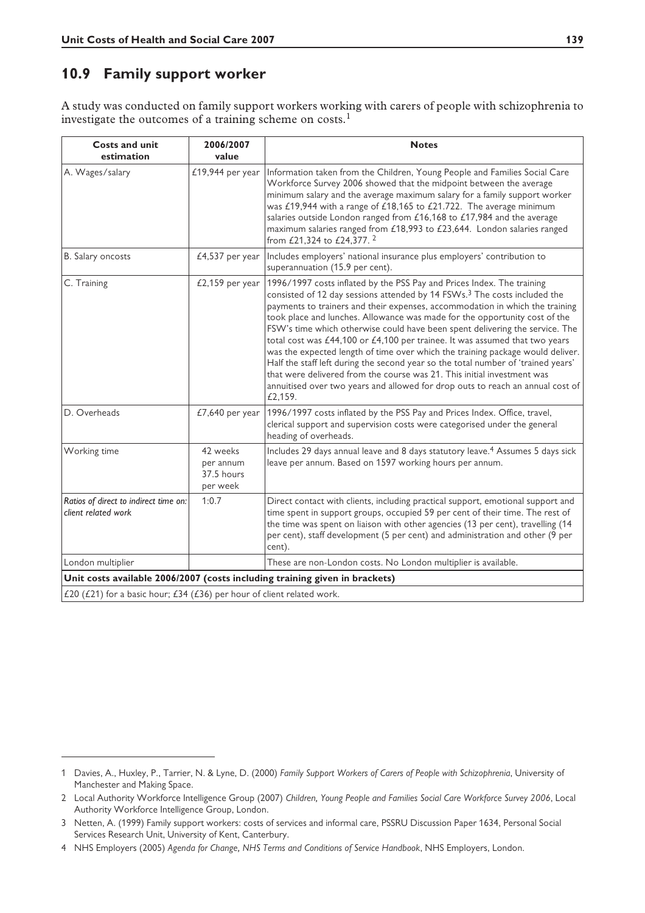## 10.9 Family support worker

A study was conducted on family support workers working with carers of people with schizophrenia to investigate the outcomes of a training scheme on costs.[1]

| Costs and unit estimation | 2006/2007 value | Notes |
|---|---|---|
| A. Wages/salary | £19,944 per year | Information taken from the Children, Young People and Families Social Care Workforce Survey 2006 showed that the midpoint between the average minimum salary and the average maximum salary for a family support worker was £19,944 with a range of £18,165 to £21.722. The average minimum salaries outside London ranged from £16,168 to £17,984 and the average maximum salaries ranged from £18,993 to £23,644. London salaries ranged from £21,324 to £24,377. [2] |
| B. Salary oncosts | £4,537 per year | Includes employers' national insurance plus employers' contribution to superannuation (15.9 per cent). |
| C. Training | £2,159 per year | 1996/1997 costs inflated by the PSS Pay and Prices Index. The training consisted of 12 day sessions attended by 14 FSWs.[3] The costs included the payments to trainers and their expenses, accommodation in which the training took place and lunches. Allowance was made for the opportunity cost of the FSW's time which otherwise could have been spent delivering the service. The total cost was £44,100 or £4,100 per trainee. It was assumed that two years was the expected length of time over which the training package would deliver. Half the staff left during the second year so the total number of 'trained years' that were delivered from the course was 21. This initial investment was annuitised over two years and allowed for drop outs to reach an annual cost of £2,159. |
| D. Overheads | £7,640 per year | 1996/1997 costs inflated by the PSS Pay and Prices Index. Office, travel, clerical support and supervision costs were categorised under the general heading of overheads. |
| Working time | 42 weeks per annum 37.5 hours per week | Includes 29 days annual leave and 8 days statutory leave.[4] Assumes 5 days sick leave per annum. Based on 1597 working hours per annum. |
| *Ratios of direct to indirect time on: client related work* | 1:0.7 | Direct contact with clients, including practical support, emotional support and time spent in support groups, occupied 59 per cent of their time. The rest of the time was spent on liaison with other agencies (13 per cent), travelling (14 per cent), staff development (5 per cent) and administration and other (9 per cent). |
| London multiplier | | These are non-London costs. No London multiplier is available. |
| **Unit costs available 2006/2007 (costs including training given in brackets)** | | |
| £20 (£21) for a basic hour; £34 (£36) per hour of client related work. | | |

1 Davies, A., Huxley, P., Tarrier, N. & Lyne, D. (2000) *Family Support Workers of Carers of People with Schizophrenia*, University of Manchester and Making Space.

2 Local Authority Workforce Intelligence Group (2007) *Children, Young People and Families Social Care Workforce Survey 2006*, Local Authority Workforce Intelligence Group, London.

3 Netten, A. (1999) Family support workers: costs of services and informal care, PSSRU Discussion Paper 1634, Personal Social Services Research Unit, University of Kent, Canterbury.

4 NHS Employers (2005) *Agenda for Change, NHS Terms and Conditions of Service Handbook*, NHS Employers, London.